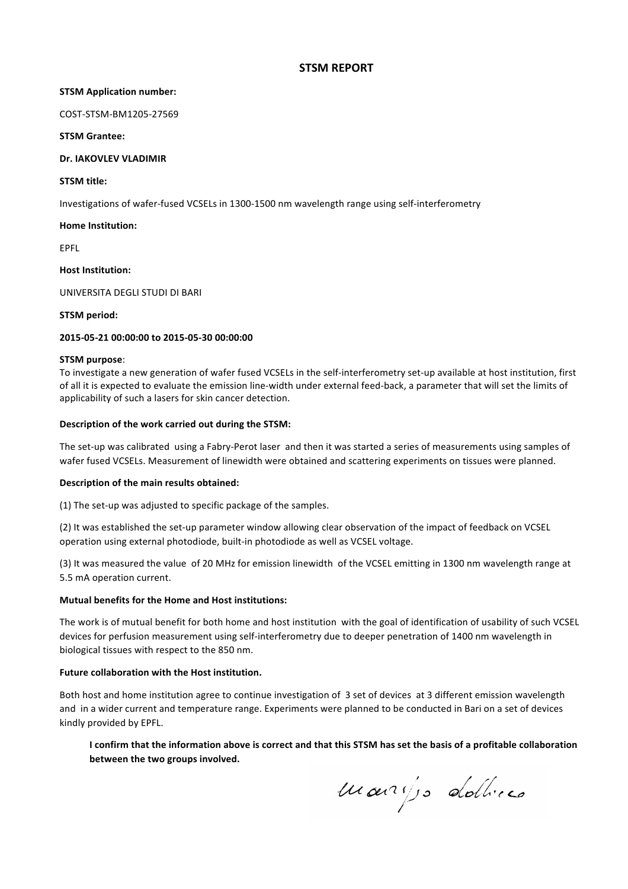# STSM REPORT

**STSM Application number:**

COST-STSM-BM1205-27569

**STSM Grantee:**

**Dr. IAKOVLEV VLADIMIR**

**STSM title:**

Investigations of wafer-fused VCSELs in 1300-1500 nm wavelength range using self-interferometry

**Home Institution:**

EPFL

**Host Institution:**

UNIVERSITA DEGLI STUDI DI BARI

**STSM period:**

**2015-05-21 00:00:00 to 2015-05-30 00:00:00**

**STSM purpose**:

To investigate a new generation of wafer fused VCSELs in the self-interferometry set-up available at host institution, first of all it is expected to evaluate the emission line-width under external feed-back, a parameter that will set the limits of applicability of such a lasers for skin cancer detection.

**Description of the work carried out during the STSM:**

The set-up was calibrated using a Fabry-Perot laser and then it was started a series of measurements using samples of wafer fused VCSELs. Measurement of linewidth were obtained and scattering experiments on tissues were planned.

**Description of the main results obtained:**

(1) The set-up was adjusted to specific package of the samples.

(2) It was established the set-up parameter window allowing clear observation of the impact of feedback on VCSEL operation using external photodiode, built-in photodiode as well as VCSEL voltage.

(3) It was measured the value of 20 MHz for emission linewidth of the VCSEL emitting in 1300 nm wavelength range at 5.5 mA operation current.

**Mutual benefits for the Home and Host institutions:**

The work is of mutual benefit for both home and host institution with the goal of identification of usability of such VCSEL devices for perfusion measurement using self-interferometry due to deeper penetration of 1400 nm wavelength in biological tissues with respect to the 850 nm.

**Future collaboration with the Host institution.**

Both host and home institution agree to continue investigation of 3 set of devices at 3 different emission wavelength and in a wider current and temperature range. Experiments were planned to be conducted in Bari on a set of devices kindly provided by EPFL.

**I confirm that the information above is correct and that this STSM has set the basis of a profitable collaboration between the two groups involved.**

Maurizio Dabbicco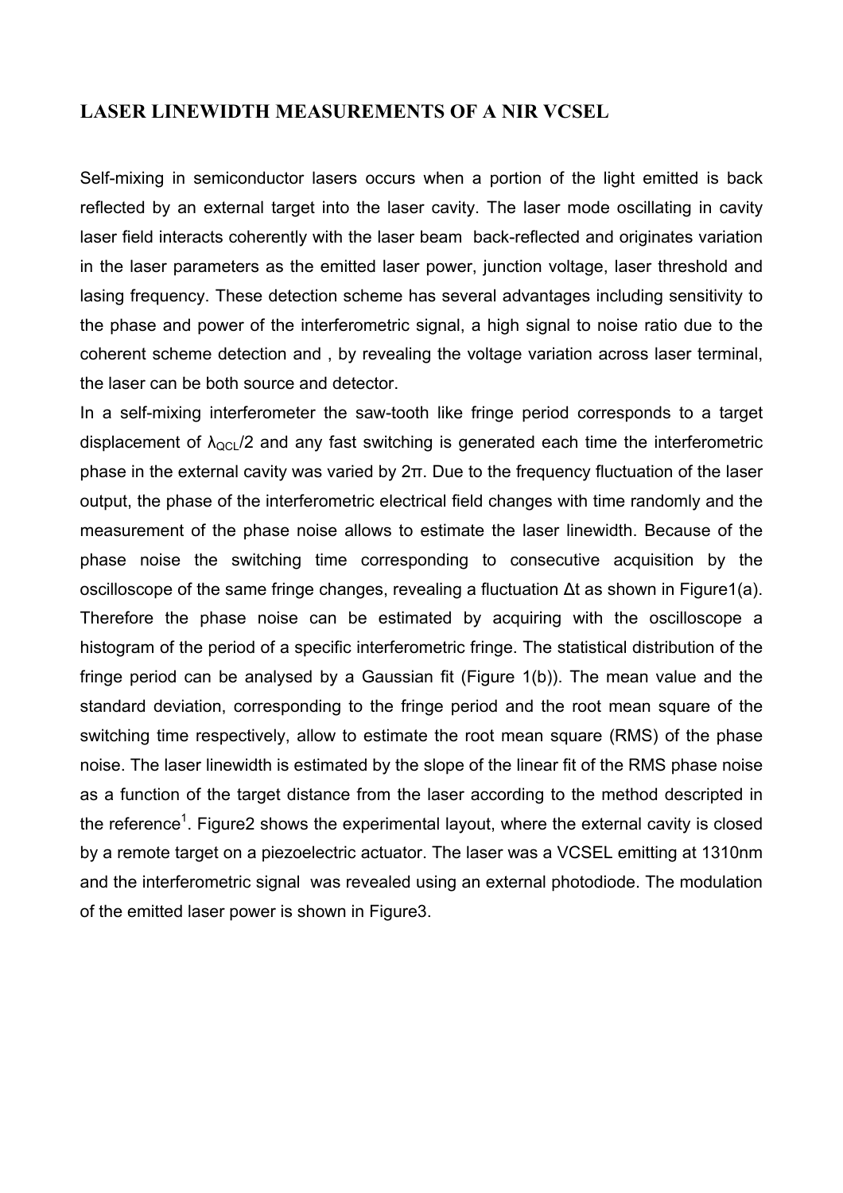## LASER LINEWIDTH MEASUREMENTS OF A NIR VCSEL

Self-mixing in semiconductor lasers occurs when a portion of the light emitted is back reflected by an external target into the laser cavity. The laser mode oscillating in cavity laser field interacts coherently with the laser beam back-reflected and originates variation in the laser parameters as the emitted laser power, junction voltage, laser threshold and lasing frequency. These detection scheme has several advantages including sensitivity to the phase and power of the interferometric signal, a high signal to noise ratio due to the coherent scheme detection and , by revealing the voltage variation across laser terminal, the laser can be both source and detector.

In a self-mixing interferometer the saw-tooth like fringe period corresponds to a target displacement of $\lambda_{QCL}/2$ and any fast switching is generated each time the interferometric phase in the external cavity was varied by $2\pi$. Due to the frequency fluctuation of the laser output, the phase of the interferometric electrical field changes with time randomly and the measurement of the phase noise allows to estimate the laser linewidth. Because of the phase noise the switching time corresponding to consecutive acquisition by the oscilloscope of the same fringe changes, revealing a fluctuation $\Delta t$ as shown in Figure1(a). Therefore the phase noise can be estimated by acquiring with the oscilloscope a histogram of the period of a specific interferometric fringe. The statistical distribution of the fringe period can be analysed by a Gaussian fit (Figure 1(b)). The mean value and the standard deviation, corresponding to the fringe period and the root mean square of the switching time respectively, allow to estimate the root mean square (RMS) of the phase noise. The laser linewidth is estimated by the slope of the linear fit of the RMS phase noise as a function of the target distance from the laser according to the method descripted in the reference[1]. Figure2 shows the experimental layout, where the external cavity is closed by a remote target on a piezoelectric actuator. The laser was a VCSEL emitting at 1310nm and the interferometric signal was revealed using an external photodiode. The modulation of the emitted laser power is shown in Figure3.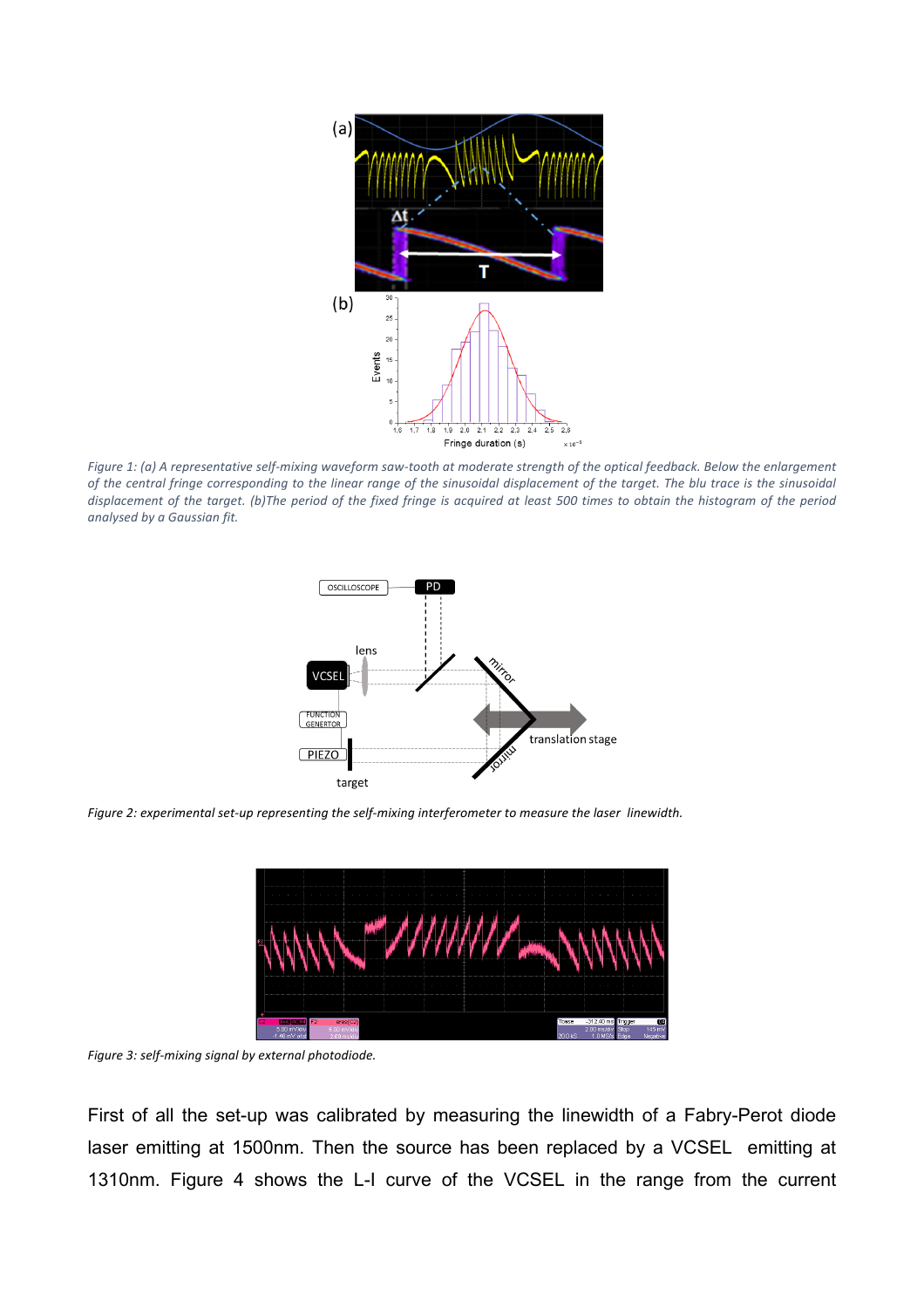*Figure 1: (a) A representative self-mixing waveform saw-tooth at moderate strength of the optical feedback. Below the enlargement of the central fringe corresponding to the linear range of the sinusoidal displacement of the target. The blu trace is the sinusoidal displacement of the target. (b)The period of the fixed fringe is acquired at least 500 times to obtain the histogram of the period analysed by a Gaussian fit.*

*Figure 2: experimental set-up representing the self-mixing interferometer to measure the laser linewidth.*

*Figure 3: self-mixing signal by external photodiode.*

First of all the set-up was calibrated by measuring the linewidth of a Fabry-Perot diode laser emitting at 1500nm. Then the source has been replaced by a VCSEL emitting at 1310nm. Figure 4 shows the L-I curve of the VCSEL in the range from the current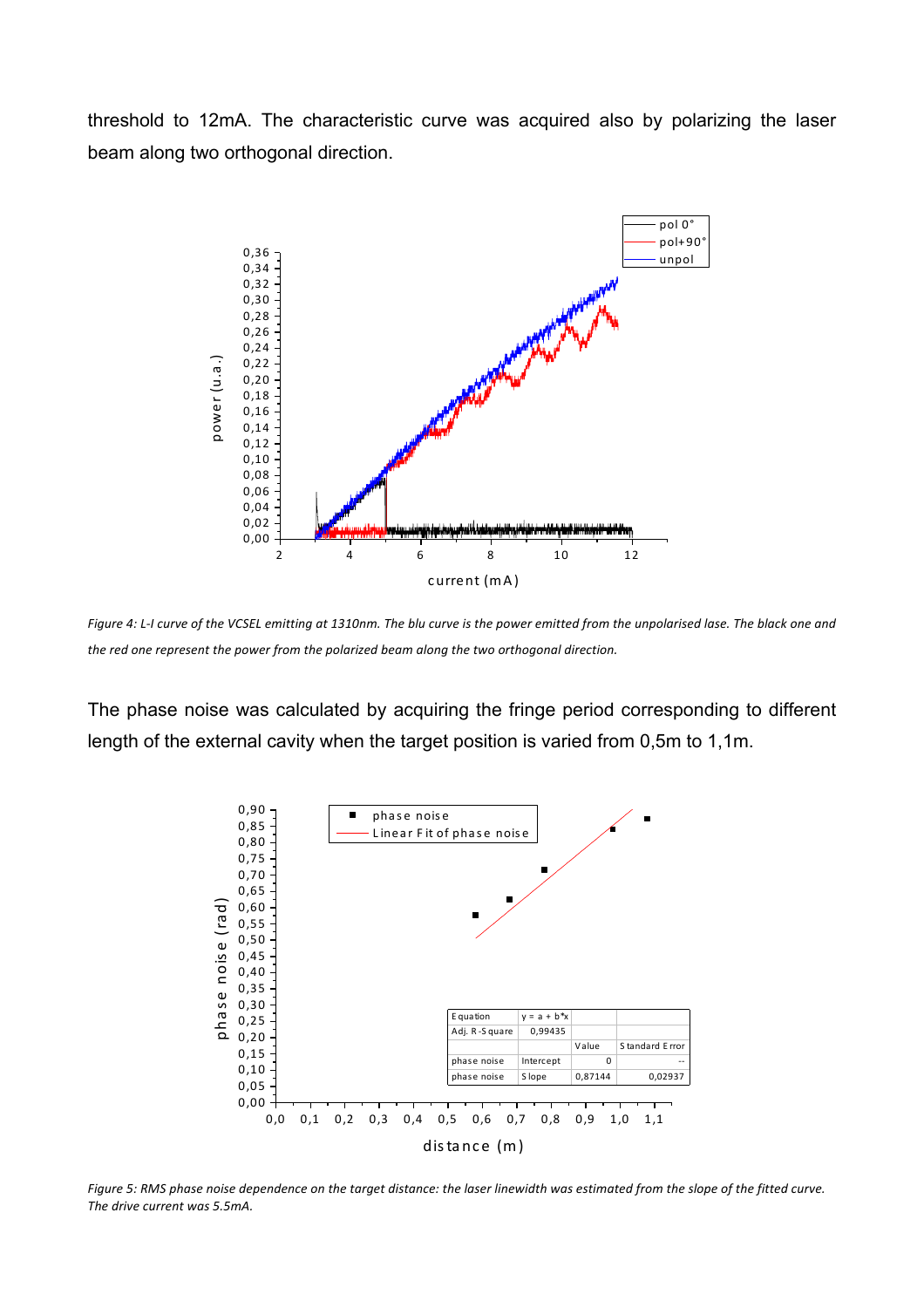threshold to 12mA. The characteristic curve was acquired also by polarizing the laser beam along two orthogonal direction.

*Figure 4: L-I curve of the VCSEL emitting at 1310nm. The blu curve is the power emitted from the unpolarised lase. The black one and the red one represent the power from the polarized beam along the two orthogonal direction.*

The phase noise was calculated by acquiring the fringe period corresponding to different length of the external cavity when the target position is varied from 0,5m to 1,1m.

*Figure 5: RMS phase noise dependence on the target distance: the laser linewidth was estimated from the slope of the fitted curve. The drive current was 5.5mA.*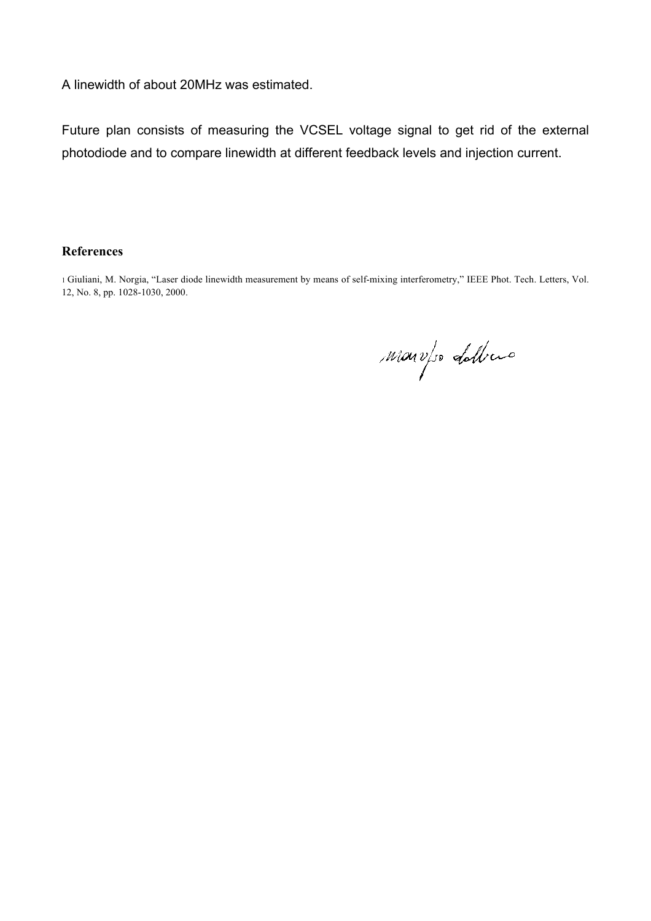A linewidth of about 20MHz was estimated.

Future plan consists of measuring the VCSEL voltage signal to get rid of the external photodiode and to compare linewidth at different feedback levels and injection current.

## References

1 Giuliani, M. Norgia, "Laser diode linewidth measurement by means of self-mixing interferometry," IEEE Phot. Tech. Letters, Vol. 12, No. 8, pp. 1028-1030, 2000.